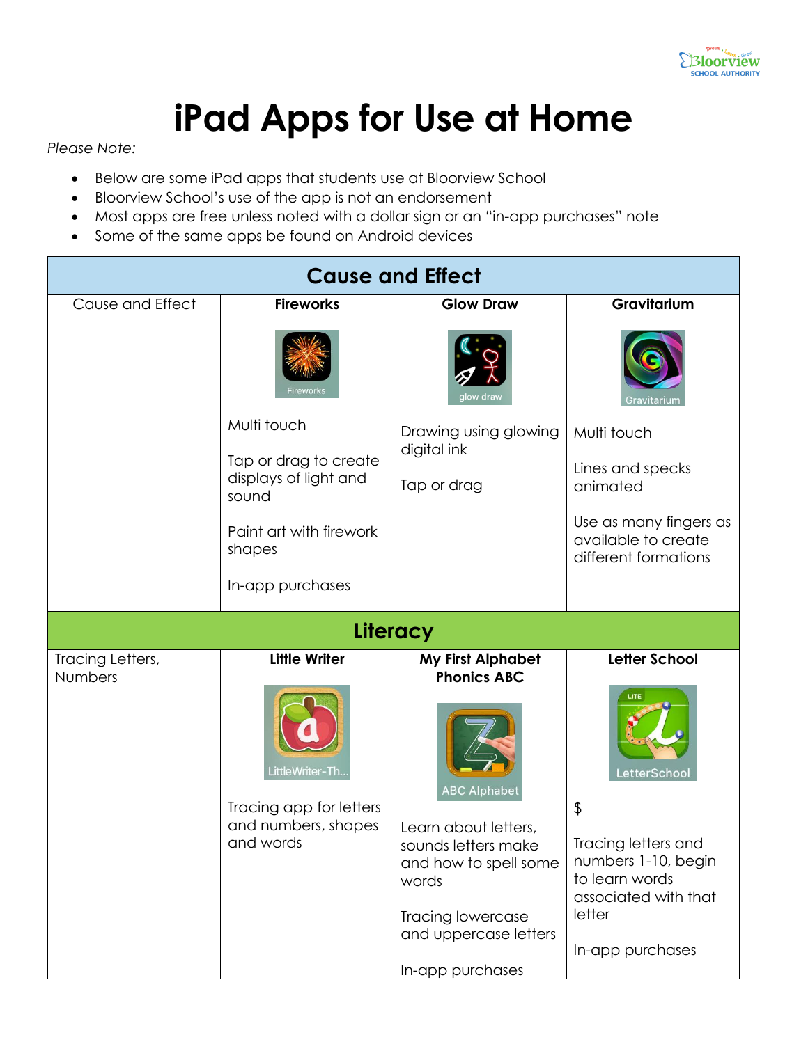# iPad Apps for Use at Home

*Please Note:*

- Below are some iPad apps that students use at Bloorview School
- Bloorview School's use of the app is not an endorsement
- Most apps are free unless noted with a dollar sign or an "in-app purchases" note
- Some of the same apps be found on Android devices

| Cause and Effect | | | |
|---|---|---|---|
| Cause and Effect | **Fireworks**<br><br>Fireworks<br><br>Multi touch<br><br>Tap or drag to create displays of light and sound<br><br>Paint art with firework shapes<br><br>In-app purchases | **Glow Draw**<br><br>glow draw<br><br>Drawing using glowing digital ink<br><br>Tap or drag | **Gravitarium**<br><br>Gravitarium<br><br>Multi touch<br><br>Lines and specks animated<br><br>Use as many fingers as available to create different formations |
| **Literacy** | | | |
| Tracing Letters, Numbers | **Little Writer**<br><br>LittleWriter-Th...<br><br>Tracing app for letters and numbers, shapes and words | **My First Alphabet Phonics ABC**<br><br>ABC Alphabet<br><br>Learn about letters, sounds letters make and how to spell some words<br><br>Tracing lowercase and uppercase letters<br><br>In-app purchases | **Letter School**<br><br>LetterSchool<br><br>$<br><br>Tracing letters and numbers 1-10, begin to learn words associated with that letter<br><br>In-app purchases |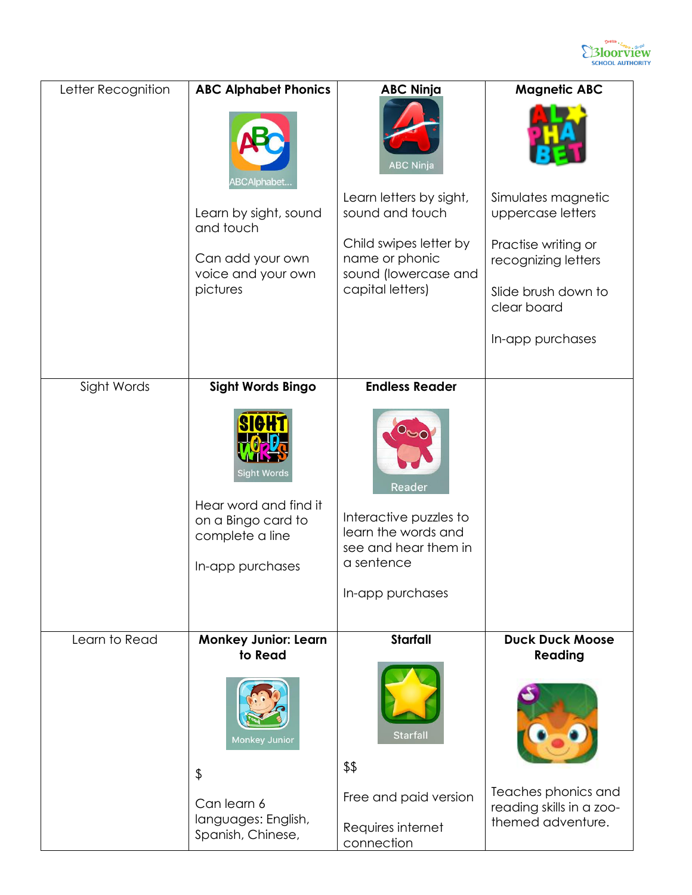| Letter Recognition | **ABC Alphabet Phonics** | **ABC Ninja** | **Magnetic ABC** |
|---|---|---|---|
| | ABCAlphabet...<br><br>Learn by sight, sound and touch<br><br>Can add your own voice and your own pictures | ABC Ninja<br><br>Learn letters by sight, sound and touch<br><br>Child swipes letter by name or phonic sound (lowercase and capital letters) | Simulates magnetic uppercase letters<br><br>Practise writing or recognizing letters<br><br>Slide brush down to clear board<br><br>In-app purchases |
| Sight Words | **Sight Words Bingo** | **Endless Reader** | |
| | Sight Words<br><br>Hear word and find it on a Bingo card to complete a line<br><br>In-app purchases | Reader<br><br>Interactive puzzles to learn the words and see and hear them in a sentence<br><br>In-app purchases | |
| Learn to Read | **Monkey Junior: Learn to Read** | **Starfall** | **Duck Duck Moose Reading** |
| | Monkey Junior<br><br>$<br><br>Can learn 6 languages: English, Spanish, Chinese, | Starfall<br><br>$$<br><br>Free and paid version<br><br>Requires internet connection | Teaches phonics and reading skills in a zoo-themed adventure. |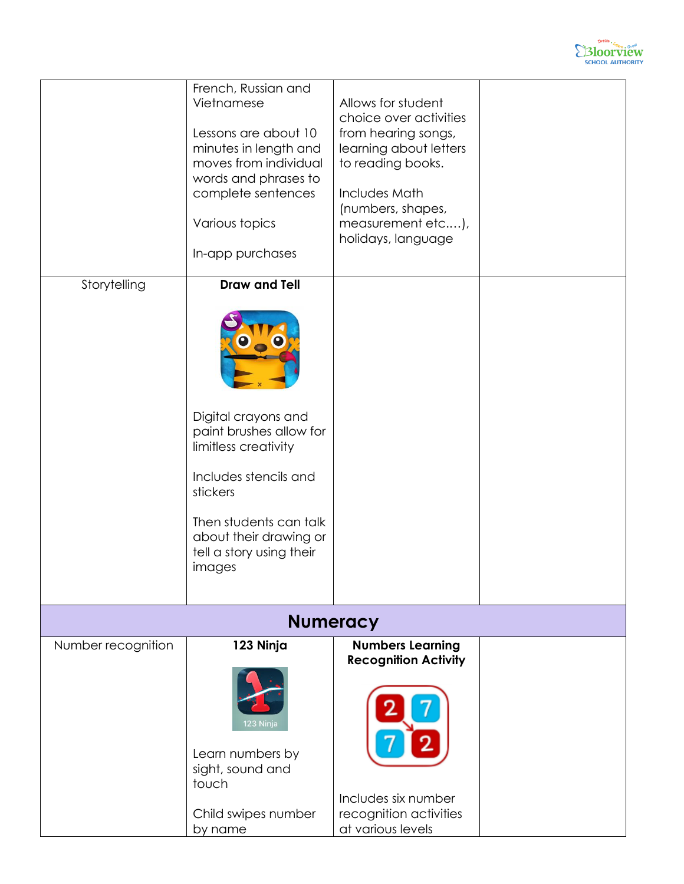| | | | |
|---|---|---|---|
| | French, Russian and Vietnamese<br><br>Lessons are about 10 minutes in length and moves from individual words and phrases to complete sentences<br><br>Various topics<br><br>In-app purchases | Allows for student choice over activities from hearing songs, learning about letters to reading books.<br><br>Includes Math (numbers, shapes, measurement etc.…), holidays, language | |
| Storytelling | **Draw and Tell**<br><br>Digital crayons and paint brushes allow for limitless creativity<br><br>Includes stencils and stickers<br><br>Then students can talk about their drawing or tell a story using their images | | |
| **Numeracy** | | | |
| Number recognition | **123 Ninja**<br><br>123 Ninja<br><br>Learn numbers by sight, sound and touch<br><br>Child swipes number by name | **Numbers Learning Recognition Activity**<br><br>Includes six number recognition activities at various levels | |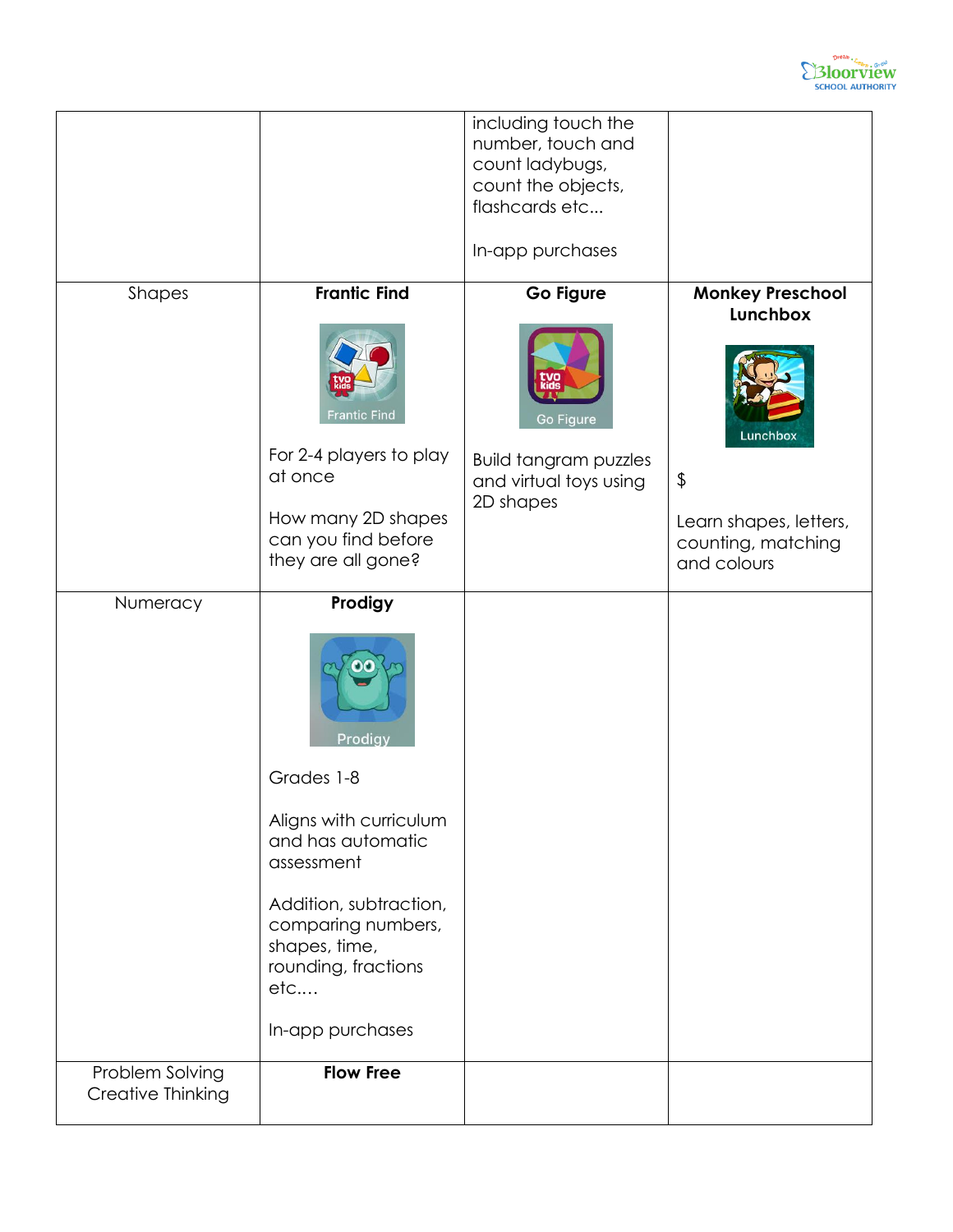| | | | |
|---|---|---|---|
| | | including touch the number, touch and count ladybugs, count the objects, flashcards etc...<br><br>In-app purchases | |
| Shapes | **Frantic Find**<br><br>Frantic Find<br><br>For 2-4 players to play at once<br><br>How many 2D shapes can you find before they are all gone? | **Go Figure**<br><br>Go Figure<br><br>Build tangram puzzles and virtual toys using 2D shapes | **Monkey Preschool Lunchbox**<br><br>Lunchbox<br><br>$<br><br>Learn shapes, letters, counting, matching and colours |
| Numeracy | **Prodigy**<br><br>Prodigy<br><br>Grades 1-8<br><br>Aligns with curriculum and has automatic assessment<br><br>Addition, subtraction, comparing numbers, shapes, time, rounding, fractions etc....<br><br>In-app purchases | | |
| Problem Solving Creative Thinking | **Flow Free** | | |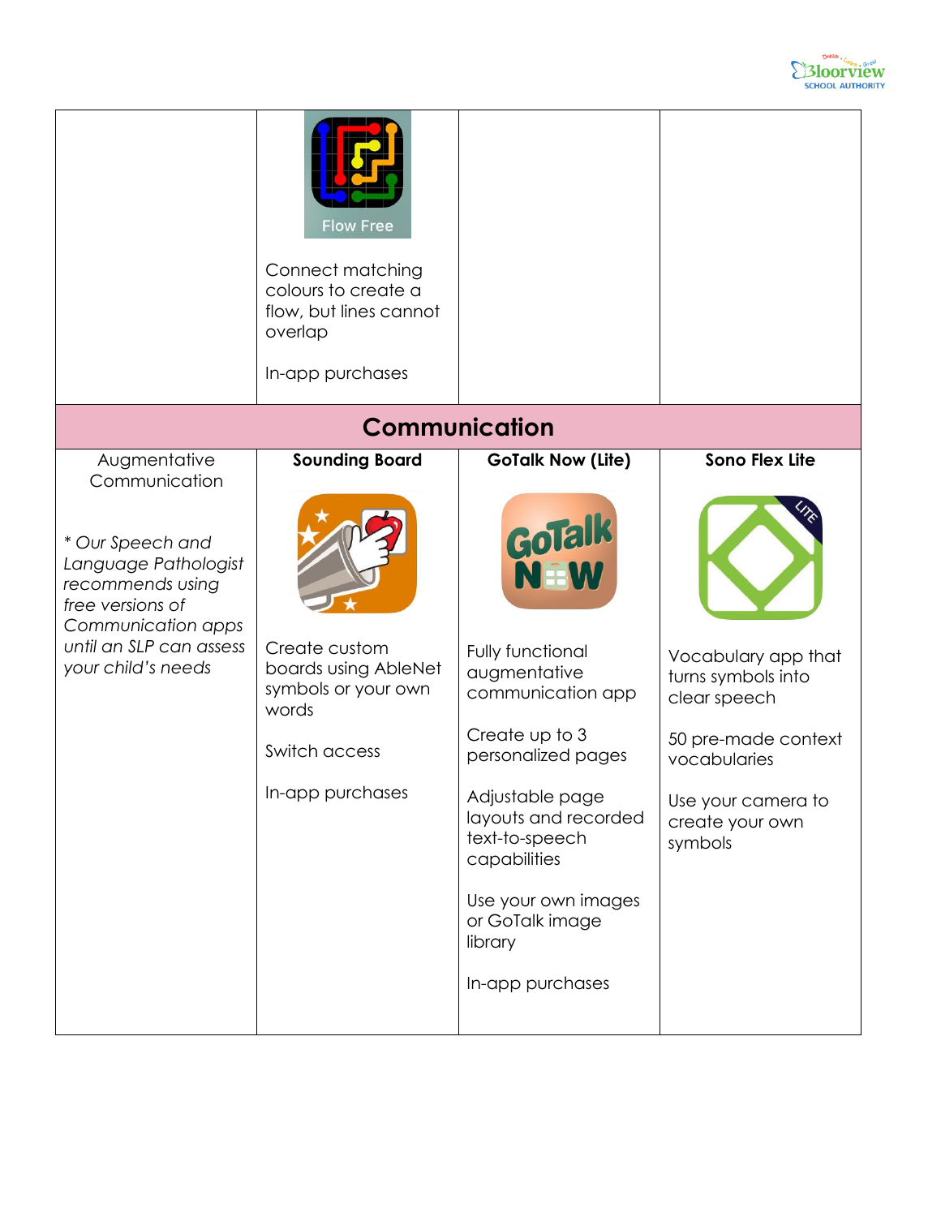| | Flow Free<br><br>Connect matching colours to create a flow, but lines cannot overlap<br><br>In-app purchases | | |
|---|---|---|---|
| **Communication** | | | |
| Augmentative Communication<br><br>*\* Our Speech and Language Pathologist recommends using free versions of Communication apps until an SLP can assess your child's needs* | **Sounding Board**<br><br>Create custom boards using AbleNet symbols or your own words<br><br>Switch access<br><br>In-app purchases | **GoTalk Now (Lite)**<br><br>Fully functional augmentative communication app<br><br>Create up to 3 personalized pages<br><br>Adjustable page layouts and recorded text-to-speech capabilities<br><br>Use your own images or GoTalk image library<br><br>In-app purchases | **Sono Flex Lite**<br><br>Vocabulary app that turns symbols into clear speech<br><br>50 pre-made context vocabularies<br><br>Use your camera to create your own symbols |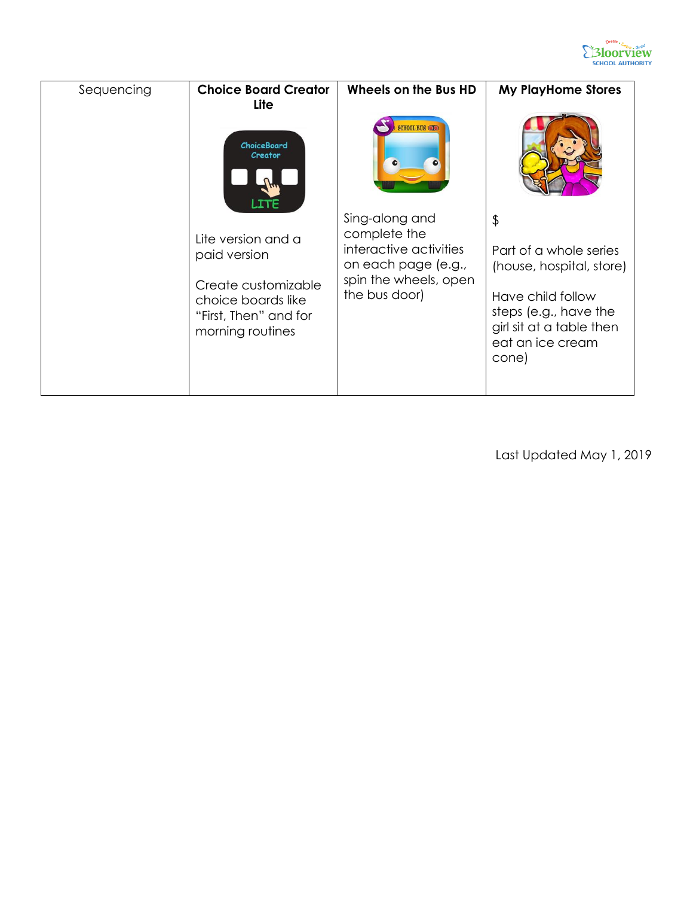| | | | |
|---|---|---|---|
| Sequencing | **Choice Board Creator Lite**<br><br>Lite version and a paid version<br><br>Create customizable choice boards like "First, Then" and for morning routines | **Wheels on the Bus HD**<br><br>Sing-along and complete the interactive activities on each page (e.g., spin the wheels, open the bus door) | **My PlayHome Stores**<br><br>$<br><br>Part of a whole series (house, hospital, store)<br><br>Have child follow steps (e.g., have the girl sit at a table then eat an ice cream cone) |

Last Updated May 1, 2019